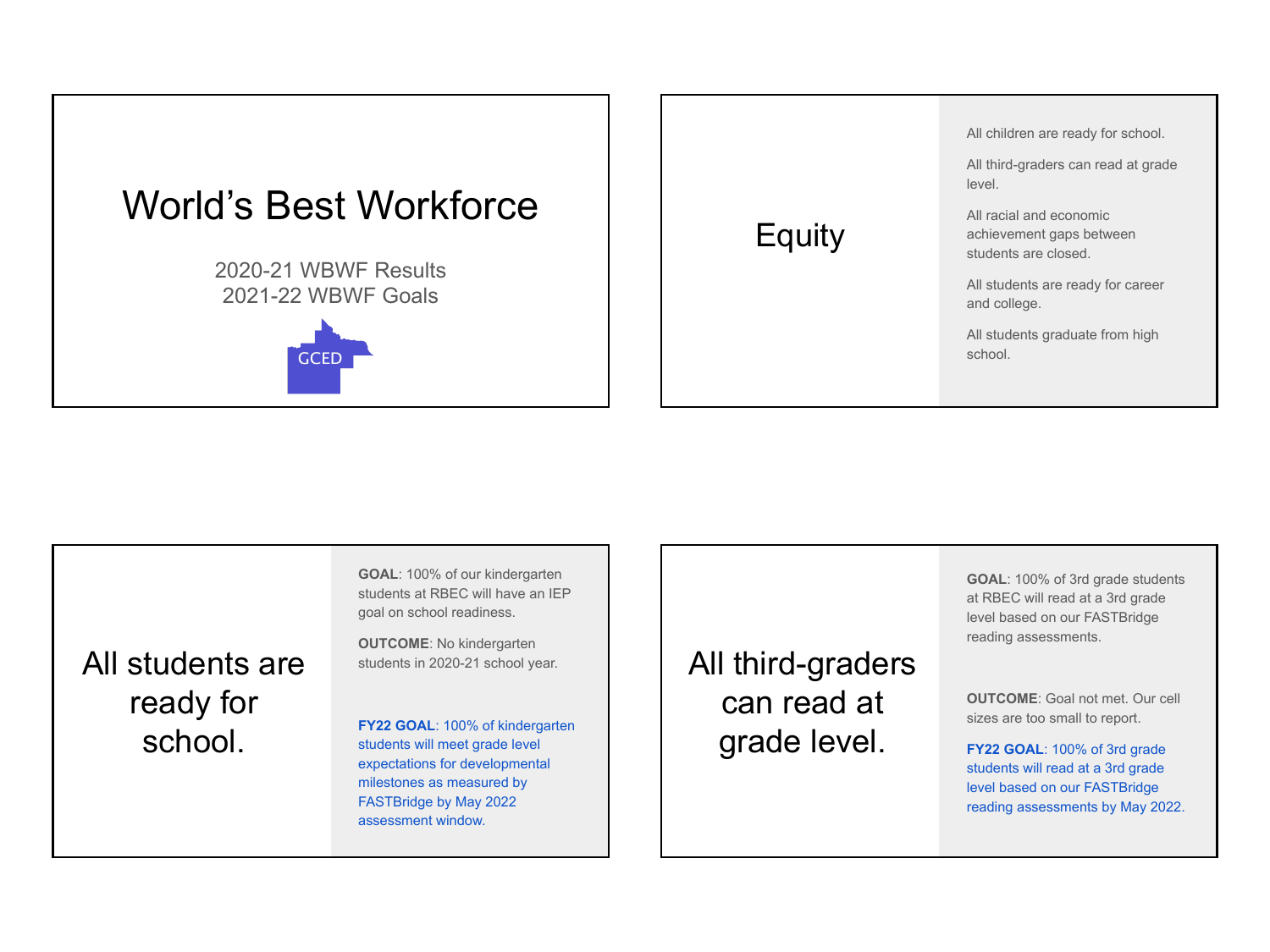# World's Best Workforce

2020-21 WBWF Results
2021-22 WBWF Goals

GCED

## Equity

All children are ready for school.

All third-graders can read at grade level.

All racial and economic achievement gaps between students are closed.

All students are ready for career and college.

All students graduate from high school.

## All students are ready for school.

**GOAL**: 100% of our kindergarten students at RBEC will have an IEP goal on school readiness.

**OUTCOME**: No kindergarten students in 2020-21 school year.

**FY22 GOAL**: 100% of kindergarten students will meet grade level expectations for developmental milestones as measured by FASTBridge by May 2022 assessment window.

## All third-graders can read at grade level.

**GOAL**: 100% of 3rd grade students at RBEC will read at a 3rd grade level based on our FASTBridge reading assessments.

**OUTCOME**: Goal not met. Our cell sizes are too small to report.

**FY22 GOAL**: 100% of 3rd grade students will read at a 3rd grade level based on our FASTBridge reading assessments by May 2022.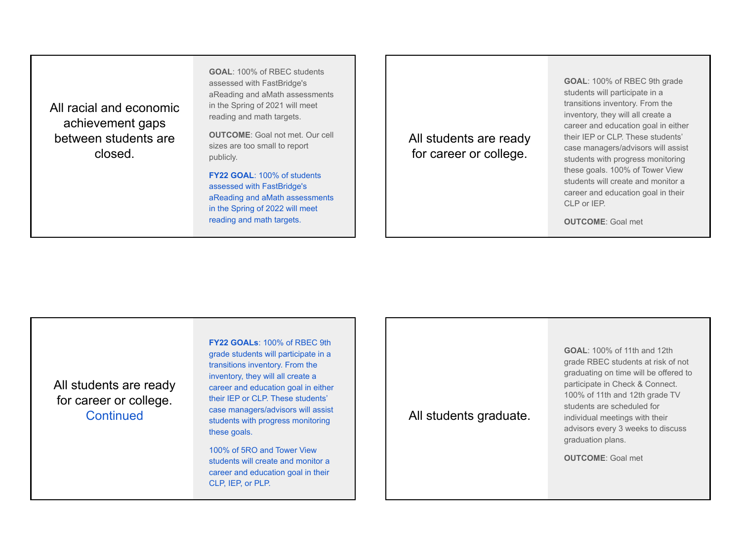All racial and economic achievement gaps between students are closed.

**GOAL**: 100% of RBEC students assessed with FastBridge's aReading and aMath assessments in the Spring of 2021 will meet reading and math targets.

**OUTCOME**: Goal not met. Our cell sizes are too small to report publicly.

**FY22 GOAL**: 100% of students assessed with FastBridge's aReading and aMath assessments in the Spring of 2022 will meet reading and math targets.

---

All students are ready for career or college.

**GOAL**: 100% of RBEC 9th grade students will participate in a transitions inventory. From the inventory, they will all create a career and education goal in either their IEP or CLP. These students' case managers/advisors will assist students with progress monitoring these goals. 100% of Tower View students will create and monitor a career and education goal in their CLP or IEP.

**OUTCOME**: Goal met

---

All students are ready for career or college. Continued

**FY22 GOALs**: 100% of RBEC 9th grade students will participate in a transitions inventory. From the inventory, they will all create a career and education goal in either their IEP or CLP. These students' case managers/advisors will assist students with progress monitoring these goals.

100% of 5RO and Tower View students will create and monitor a career and education goal in their CLP, IEP, or PLP.

---

All students graduate.

**GOAL**: 100% of 11th and 12th grade RBEC students at risk of not graduating on time will be offered to participate in Check & Connect. 100% of 11th and 12th grade TV students are scheduled for individual meetings with their advisors every 3 weeks to discuss graduation plans.

**OUTCOME**: Goal met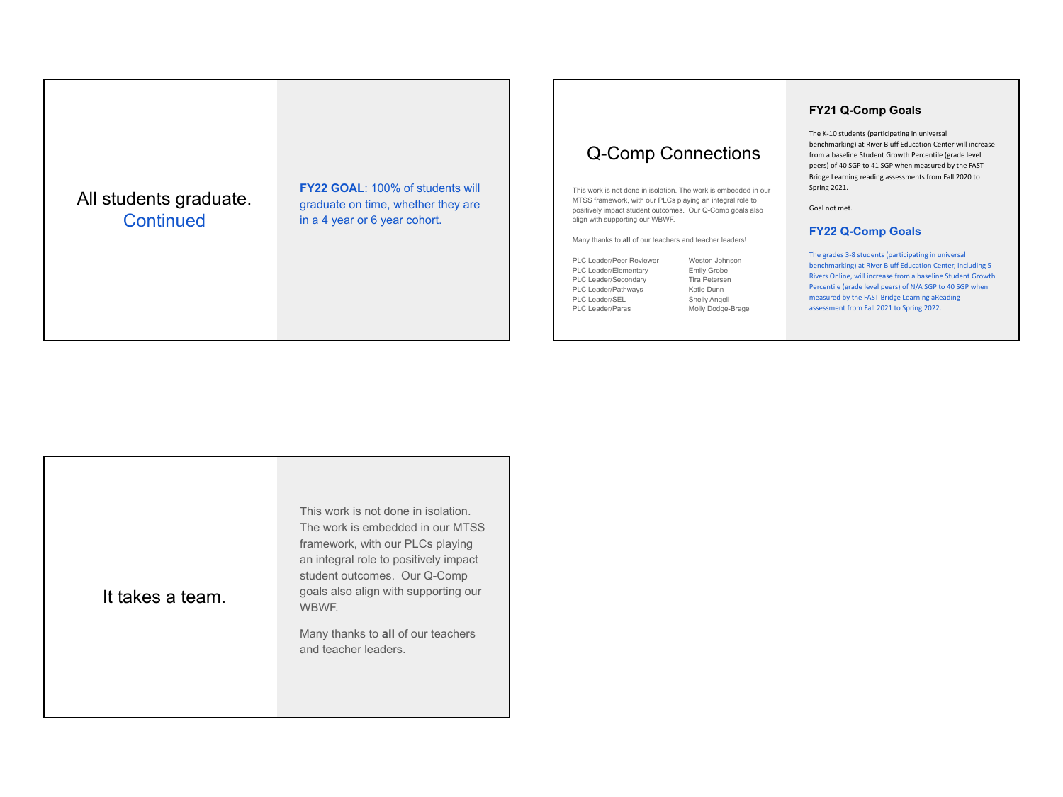## All students graduate. Continued

**FY22 GOAL**: 100% of students will graduate on time, whether they are in a 4 year or 6 year cohort.

## Q-Comp Connections

This work is not done in isolation. The work is embedded in our MTSS framework, with our PLCs playing an integral role to positively impact student outcomes. Our Q-Comp goals also align with supporting our WBWF.

Many thanks to **all** of our teachers and teacher leaders!

| | |
|---|---|
| PLC Leader/Peer Reviewer | Weston Johnson |
| PLC Leader/Elementary | Emily Grobe |
| PLC Leader/Secondary | Tira Petersen |
| PLC Leader/Pathways | Katie Dunn |
| PLC Leader/SEL | Shelly Angell |
| PLC Leader/Paras | Molly Dodge-Brage |

### FY21 Q-Comp Goals

The K-10 students (participating in universal benchmarking) at River Bluff Education Center will increase from a baseline Student Growth Percentile (grade level peers) of 40 SGP to 41 SGP when measured by the FAST Bridge Learning reading assessments from Fall 2020 to Spring 2021.

Goal not met.

### FY22 Q-Comp Goals

The grades 3-8 students (participating in universal benchmarking) at River Bluff Education Center, including 5 Rivers Online, will increase from a baseline Student Growth Percentile (grade level peers) of N/A SGP to 40 SGP when measured by the FAST Bridge Learning aReading assessment from Fall 2021 to Spring 2022.

## It takes a team.

This work is not done in isolation. The work is embedded in our MTSS framework, with our PLCs playing an integral role to positively impact student outcomes. Our Q-Comp goals also align with supporting our WBWF.

Many thanks to **all** of our teachers and teacher leaders.